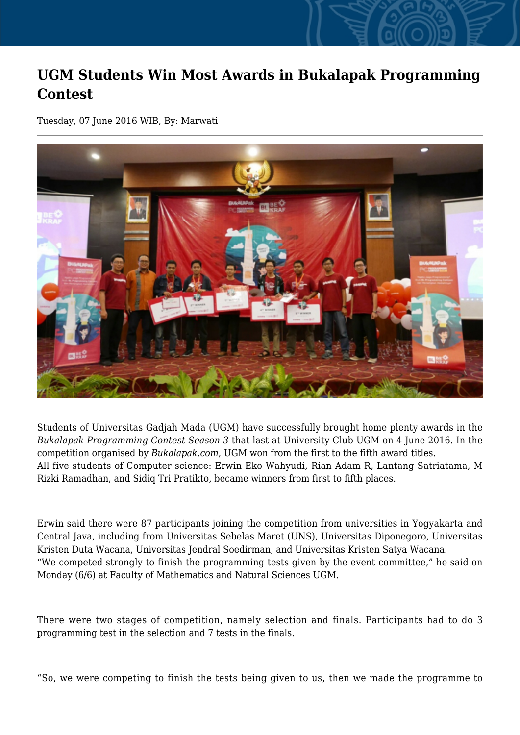# UGM Students Win Most Awards in Bukalapak Programming Contest

Tuesday, 07 June 2016 WIB, By: Marwati

Students of Universitas Gadjah Mada (UGM) have successfully brought home plenty awards in the *Bukalapak Programming Contest Season 3* that last at University Club UGM on 4 June 2016. In the competition organised by *Bukalapak.com*, UGM won from the first to the fifth award titles.
All five students of Computer science: Erwin Eko Wahyudi, Rian Adam R, Lantang Satriatama, M Rizki Ramadhan, and Sidiq Tri Pratikto, became winners from first to fifth places.

Erwin said there were 87 participants joining the competition from universities in Yogyakarta and Central Java, including from Universitas Sebelas Maret (UNS), Universitas Diponegoro, Universitas Kristen Duta Wacana, Universitas Jendral Soedirman, and Universitas Kristen Satya Wacana.
"We competed strongly to finish the programming tests given by the event committee," he said on Monday (6/6) at Faculty of Mathematics and Natural Sciences UGM.

There were two stages of competition, namely selection and finals. Participants had to do 3 programming test in the selection and 7 tests in the finals.

"So, we were competing to finish the tests being given to us, then we made the programme to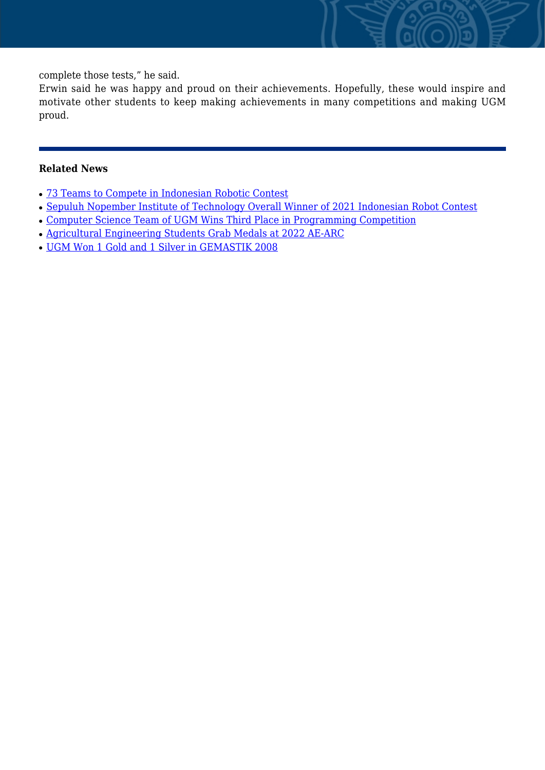complete those tests," he said.

Erwin said he was happy and proud on their achievements. Hopefully, these would inspire and motivate other students to keep making achievements in many competitions and making UGM proud.

---

**Related News**

- 73 Teams to Compete in Indonesian Robotic Contest
- Sepuluh Nopember Institute of Technology Overall Winner of 2021 Indonesian Robot Contest
- Computer Science Team of UGM Wins Third Place in Programming Competition
- Agricultural Engineering Students Grab Medals at 2022 AE-ARC
- UGM Won 1 Gold and 1 Silver in GEMASTIK 2008